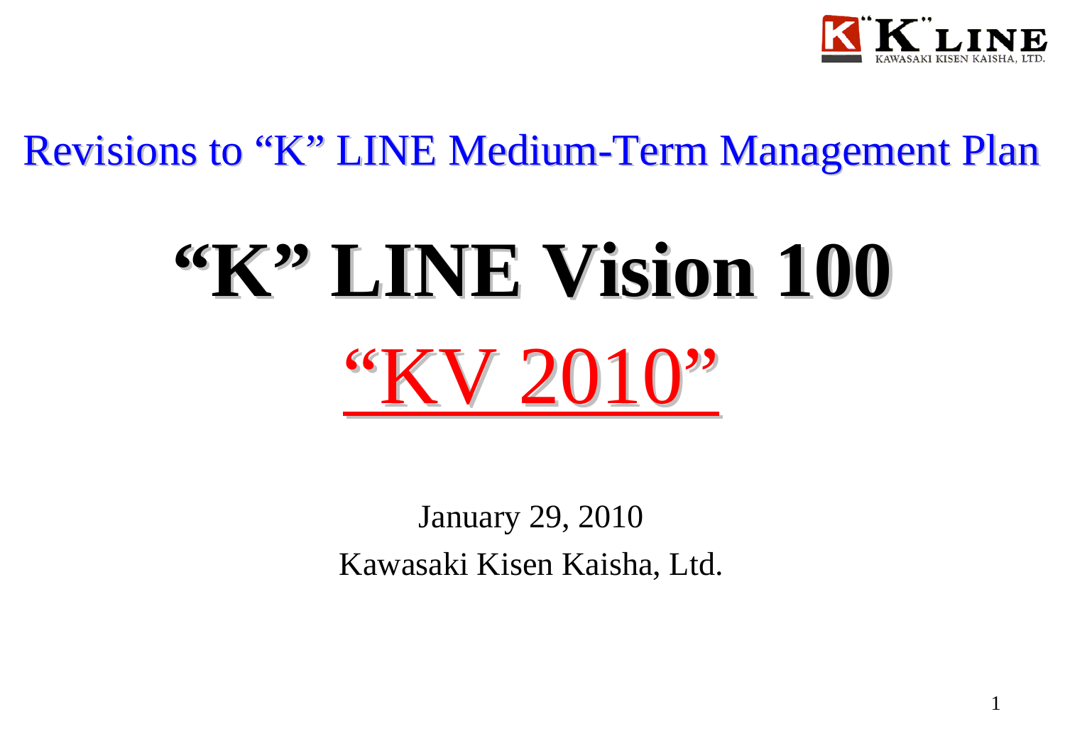Revisions to "K" LINE Medium-Term Management Plan

# "K" LINE Vision 100

## "KV 2010"

January 29, 2010

Kawasaki Kisen Kaisha, Ltd.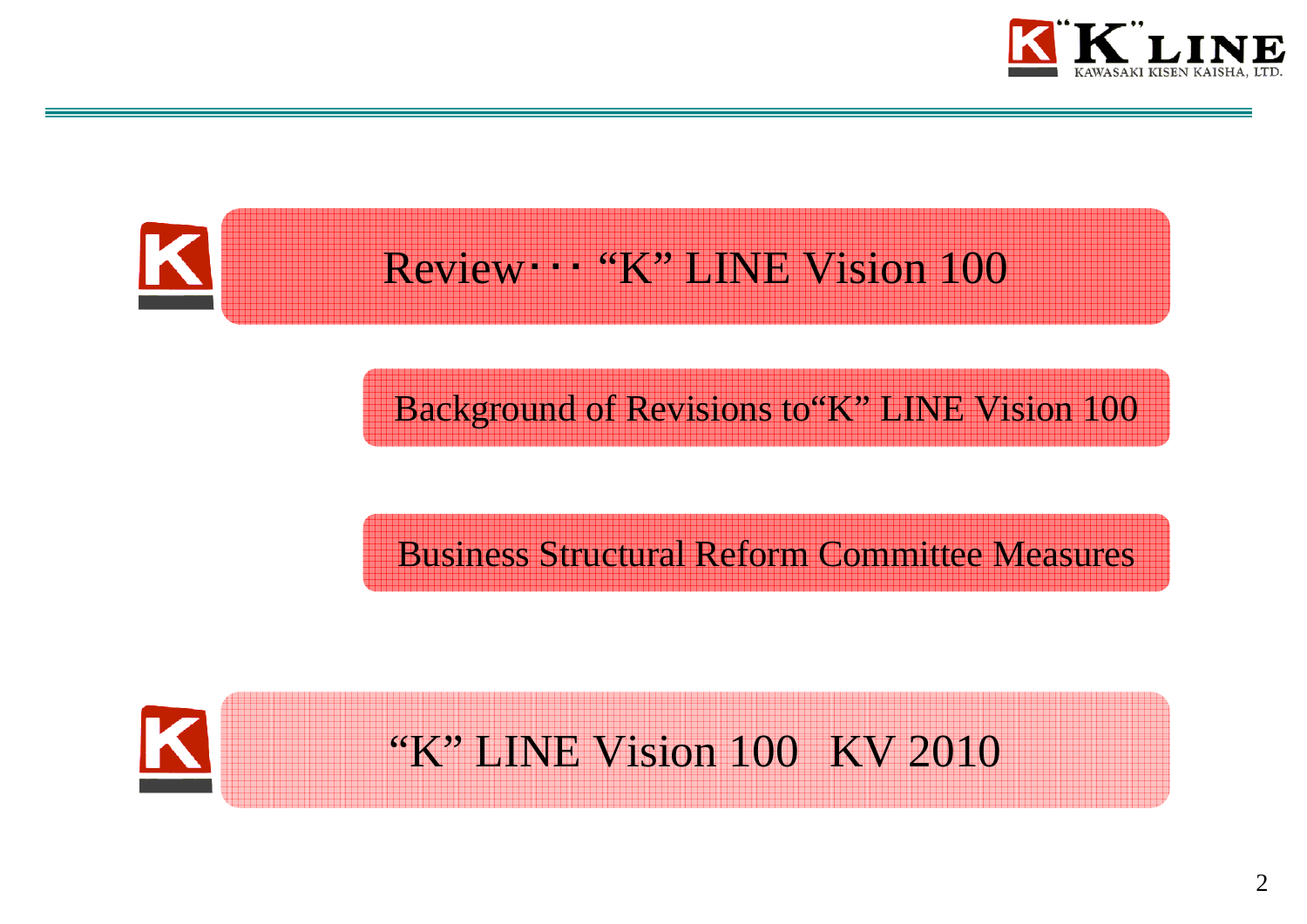## Review・・・ “K” LINE Vision 100

### Background of Revisions to“K” LINE Vision 100

### Business Structural Reform Committee Measures

## “K” LINE Vision 100 KV 2010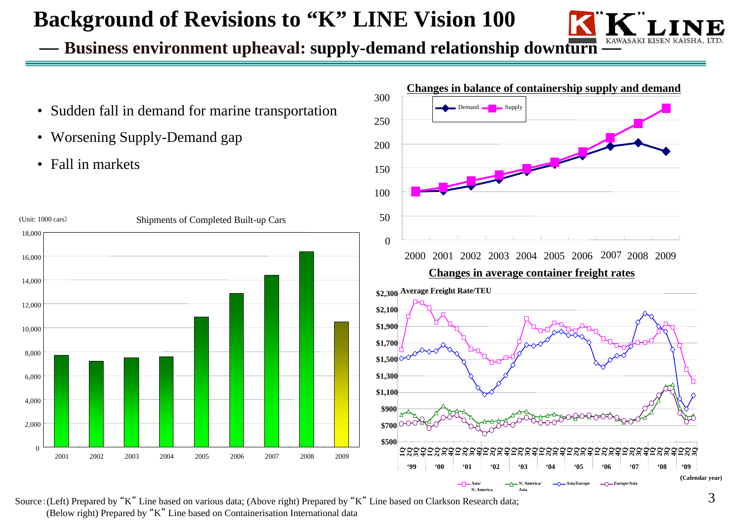# Background of Revisions to "K" LINE Vision 100

## — Business environment upheaval: supply-demand relationship downturn —

- Sudden fall in demand for marine transportation
- Worsening Supply-Demand gap
- Fall in markets

**Changes in balance of containership supply and demand**

Legend: Demand, Supply

Years: 2000 2001 2002 2003 2004 2005 2006 2007 2008 2009

(Unit: 1000 cars) Shipments of Completed Built-up Cars

Years: 2001 2002 2003 2004 2005 2006 2007 2008 2009

**Changes in average container freight rates**

**Average Freight Rate/TEU**

Legend: Asia/N. America, N. America/Asia, Asia/Europe, Europe/Asia

(Calendar year) '99 '00 '01 '02 '03 '04 '05 '06 '07 '08 '09

Source: (Left) Prepared by "K" Line based on various data; (Above right) Prepared by "K" Line based on Clarkson Research data; (Below right) Prepared by "K" Line based on Containerisation International data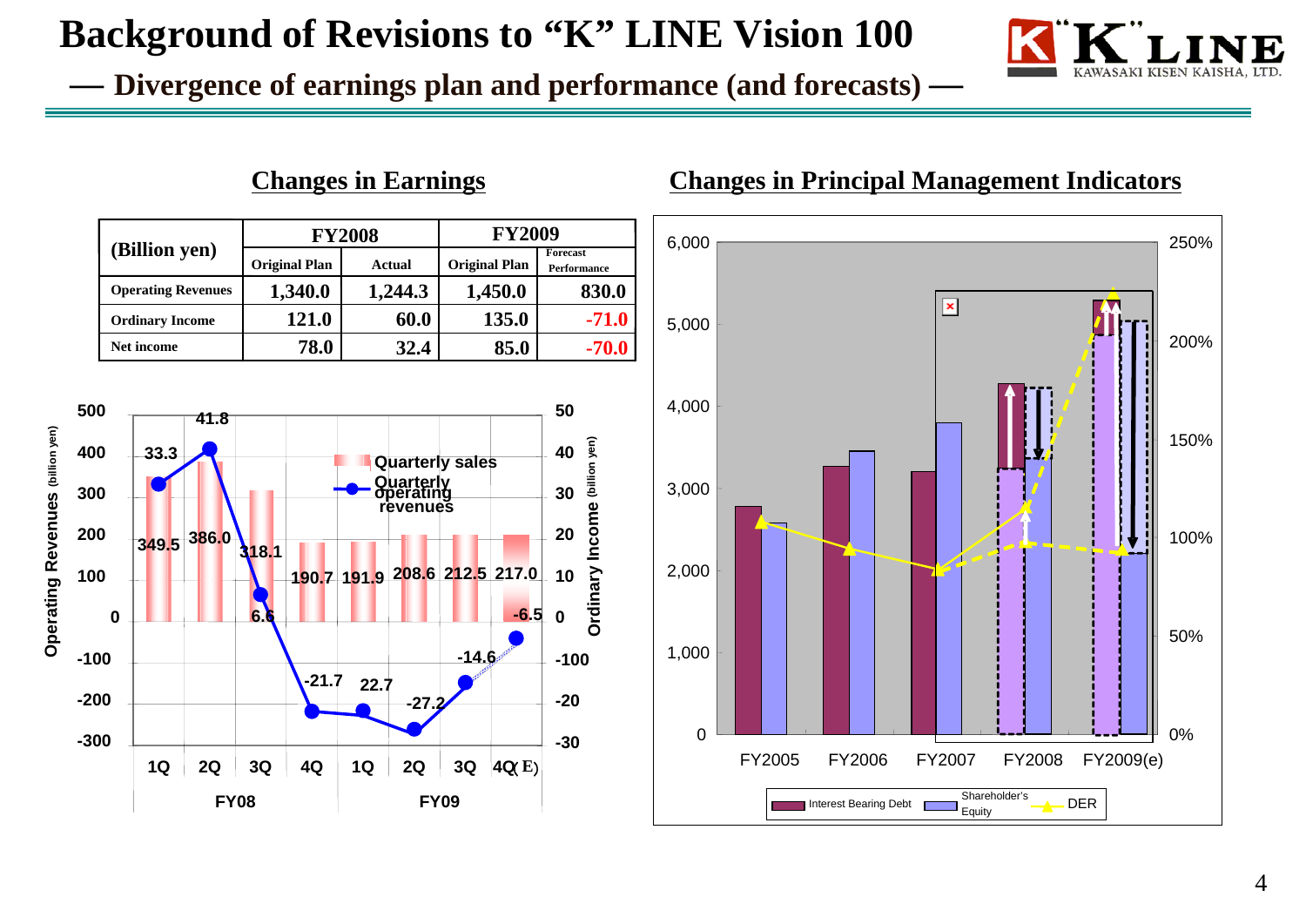# Background of Revisions to "K" LINE Vision 100

## — Divergence of earnings plan and performance (and forecasts) —

### Changes in Earnings

| (Billion yen) | FY2008 | | FY2009 | |
|---|---|---|---|---|
| | Original Plan | Actual | Original Plan | Forecast Performance |
| Operating Revenues | 1,340.0 | 1,244.3 | 1,450.0 | 830.0 |
| Ordinary Income | 121.0 | 60.0 | 135.0 | -71.0 |
| Net income | 78.0 | 32.4 | 85.0 | -70.0 |

Quarterly sales / Quarterly operating revenues (Operating Revenues (billion yen); Ordinary Income (billion yen))

| | FY08 1Q | FY08 2Q | FY08 3Q | FY08 4Q | FY09 1Q | FY09 2Q | FY09 3Q | FY09 4Q(E) |
|---|---|---|---|---|---|---|---|---|
| Quarterly sales | 349.5 | 386.0 | 318.1 | 190.7 | 191.9 | 208.6 | 212.5 | 217.0 |
| Ordinary Income | 33.3 | 41.8 | 6.6 | -21.7 | 22.7 | -27.2 | -14.6 | -6.5 |

### Changes in Principal Management Indicators

Interest Bearing Debt / Shareholder's Equity / DER — FY2005, FY2006, FY2007, FY2008, FY2009(e)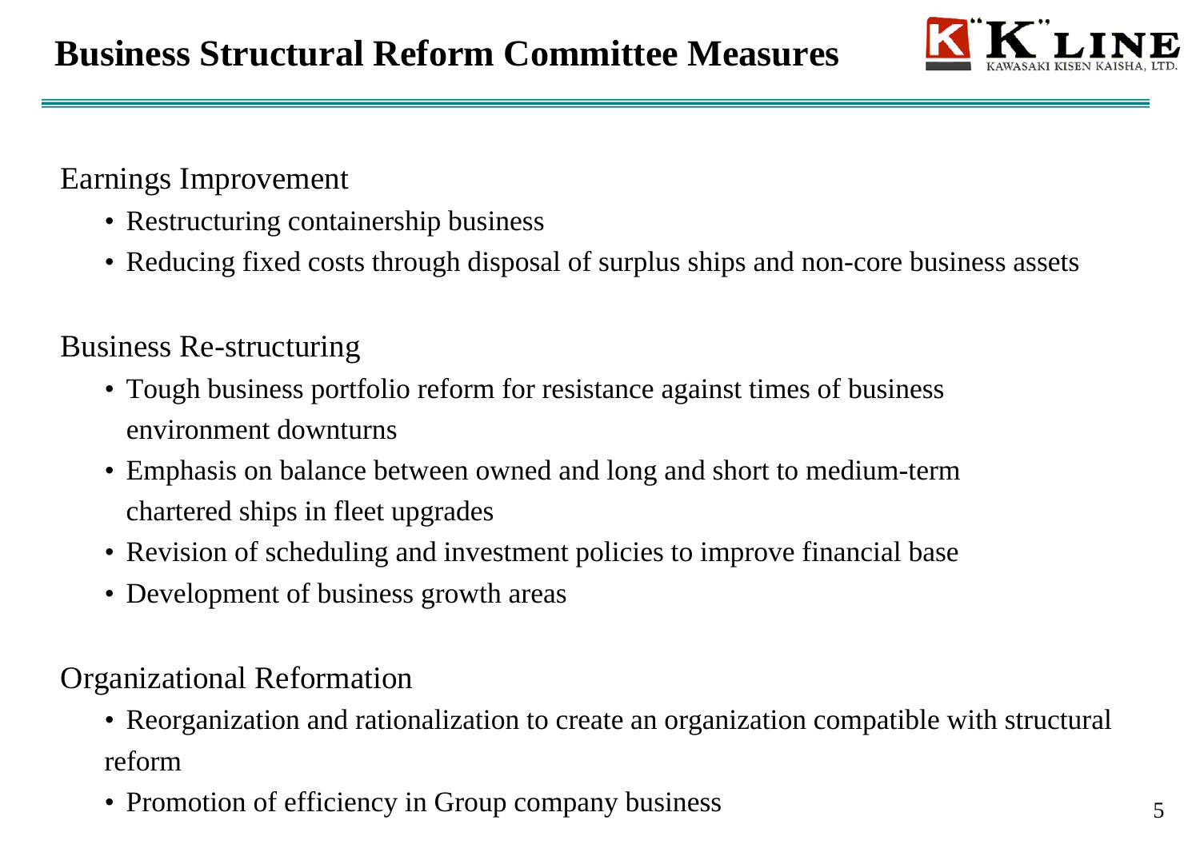# Business Structural Reform Committee Measures

## Earnings Improvement

- Restructuring containership business
- Reducing fixed costs through disposal of surplus ships and non-core business assets

## Business Re-structuring

- Tough business portfolio reform for resistance against times of business environment downturns
- Emphasis on balance between owned and long and short to medium-term chartered ships in fleet upgrades
- Revision of scheduling and investment policies to improve financial base
- Development of business growth areas

## Organizational Reformation

- Reorganization and rationalization to create an organization compatible with structural reform
- Promotion of efficiency in Group company business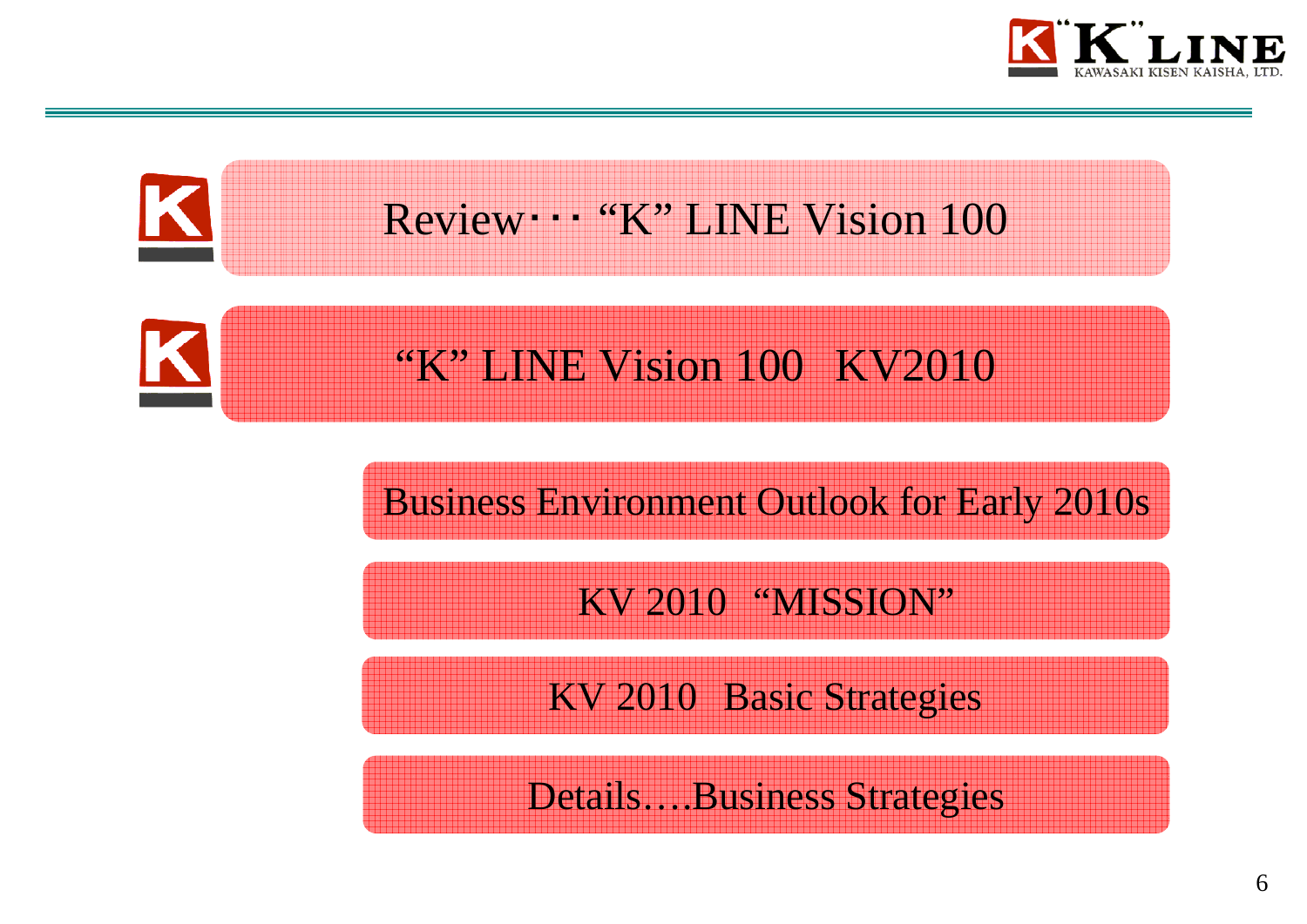## Review･･･ “K” LINE Vision 100

## “K” LINE Vision 100 KV2010

### Business Environment Outlook for Early 2010s

### KV 2010 “MISSION”

### KV 2010 Basic Strategies

### Details….Business Strategies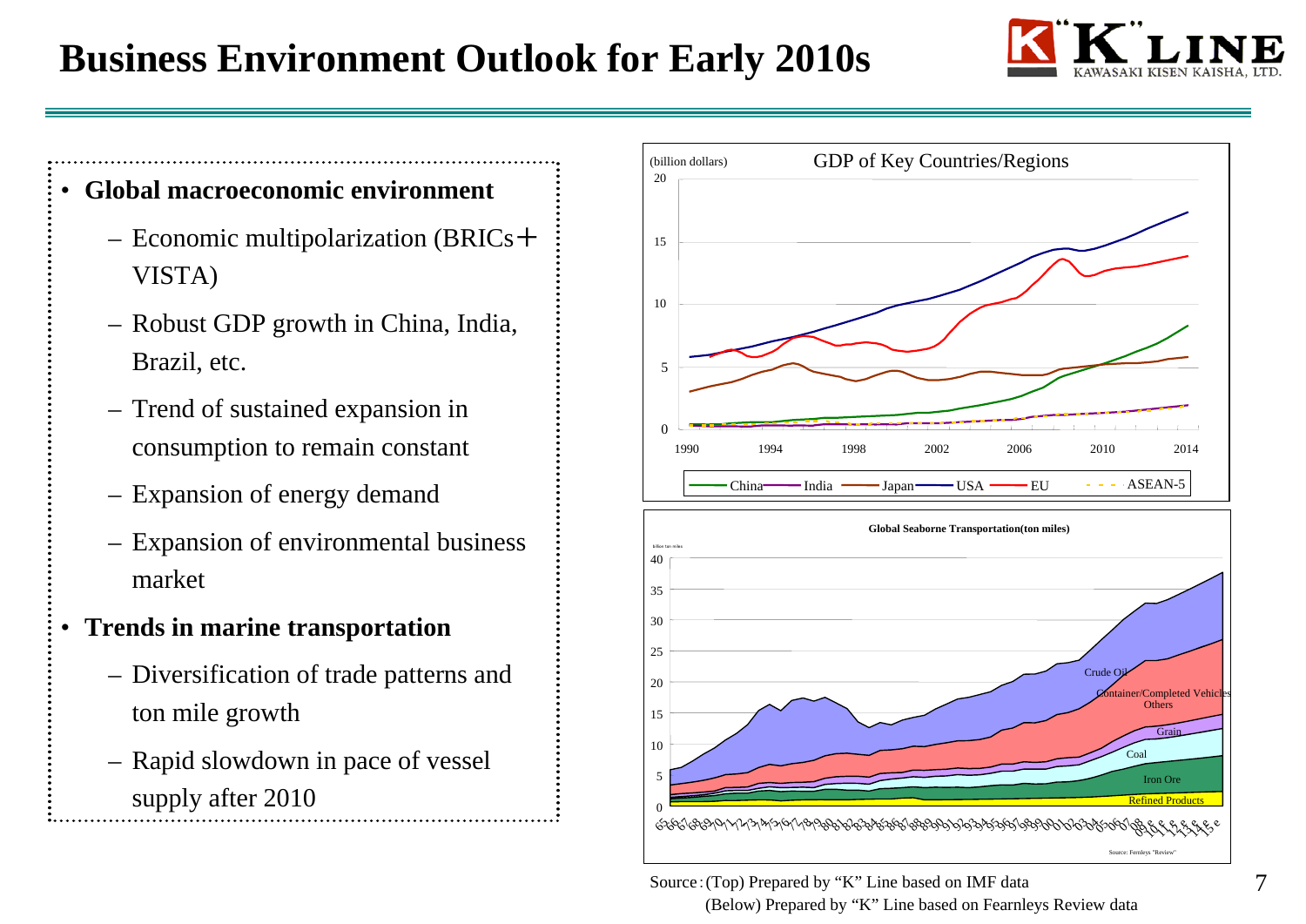# Business Environment Outlook for Early 2010s

- **Global macroeconomic environment**
  - Economic multipolarization (BRICs＋VISTA)
  - Robust GDP growth in China, India, Brazil, etc.
  - Trend of sustained expansion in consumption to remain constant
  - Expansion of energy demand
  - Expansion of environmental business market
- **Trends in marine transportation**
  - Diversification of trade patterns and ton mile growth
  - Rapid slowdown in pace of vessel supply after 2010

GDP of Key Countries/Regions

Global Seaborne Transportation(ton miles)

Source：(Top) Prepared by "K" Line based on IMF data
(Below) Prepared by "K" Line based on Fearnleys Review data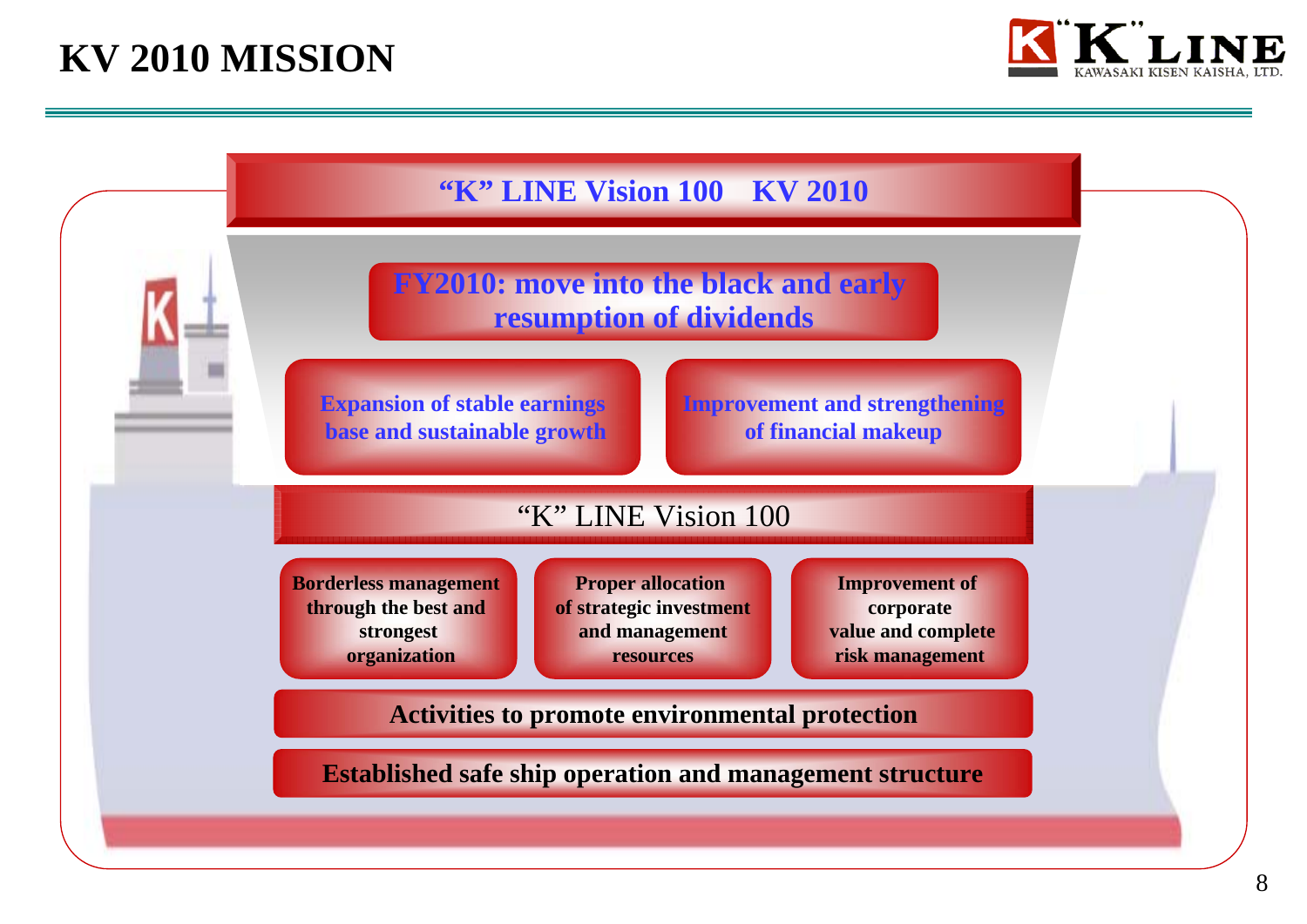# KV 2010 MISSION

## "K" LINE Vision 100　KV 2010

**FY2010: move into the black and early resumption of dividends**

**Expansion of stable earnings base and sustainable growth**

**Improvement and strengthening of financial makeup**

## "K" LINE Vision 100

**Borderless management through the best and strongest organization**

**Proper allocation of strategic investment and management resources**

**Improvement of corporate value and complete risk management**

**Activities to promote environmental protection**

**Established safe ship operation and management structure**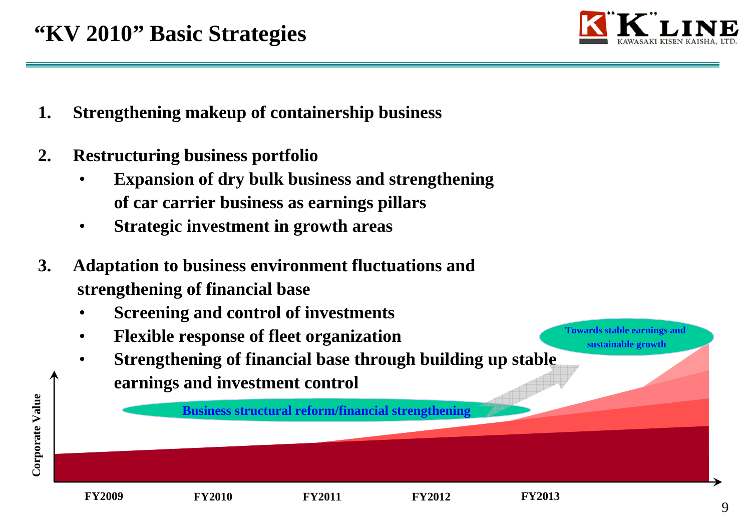# "KV 2010" Basic Strategies

1. **Strengthening makeup of containership business**

2. **Restructuring business portfolio**
   - **Expansion of dry bulk business and strengthening of car carrier business as earnings pillars**
   - **Strategic investment in growth areas**

3. **Adaptation to business environment fluctuations and strengthening of financial base**
   - **Screening and control of investments**
   - **Flexible response of fleet organization**
   - **Strengthening of financial base through building up stable earnings and investment control**

Business structural reform/financial strengthening

Towards stable earnings and sustainable growth

Corporate Value

FY2009 FY2010 FY2011 FY2012 FY2013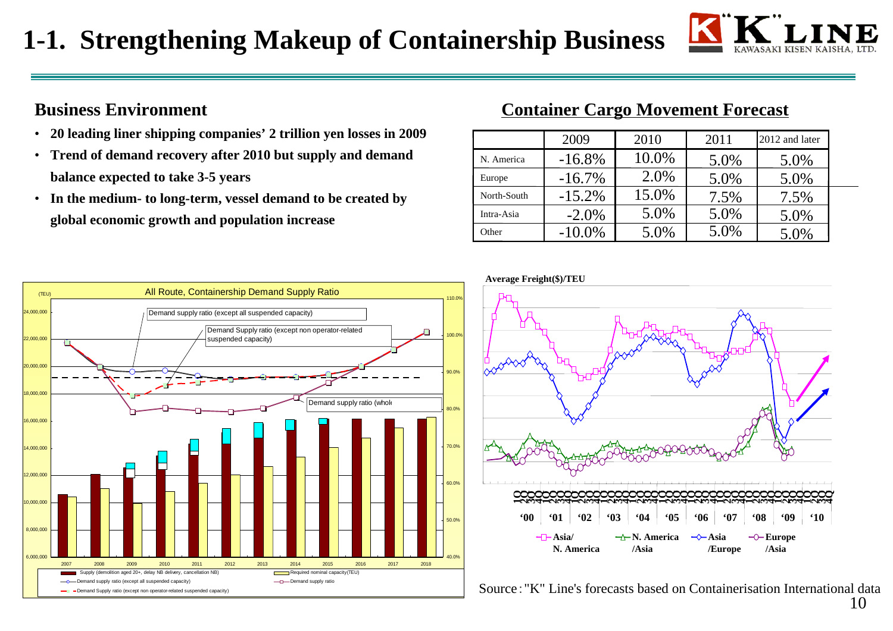# 1-1. Strengthening Makeup of Containership Business

## Business Environment

- **20 leading liner shipping companies' 2 trillion yen losses in 2009**
- **Trend of demand recovery after 2010 but supply and demand balance expected to take 3-5 years**
- **In the medium- to long-term, vessel demand to be created by global economic growth and population increase**

## Container Cargo Movement Forecast

| | 2009 | 2010 | 2011 | 2012 and later |
|---|---|---|---|---|
| N. America | -16.8% | 10.0% | 5.0% | 5.0% |
| Europe | -16.7% | 2.0% | 5.0% | 5.0% |
| North-South | -15.2% | 15.0% | 7.5% | 7.5% |
| Intra-Asia | -2.0% | 5.0% | 5.0% | 5.0% |
| Other | -10.0% | 5.0% | 5.0% | 5.0% |

All Route, Containership Demand Supply Ratio

Average Freight($)/TEU

Source : "K" Line's forecasts based on Containerisation International data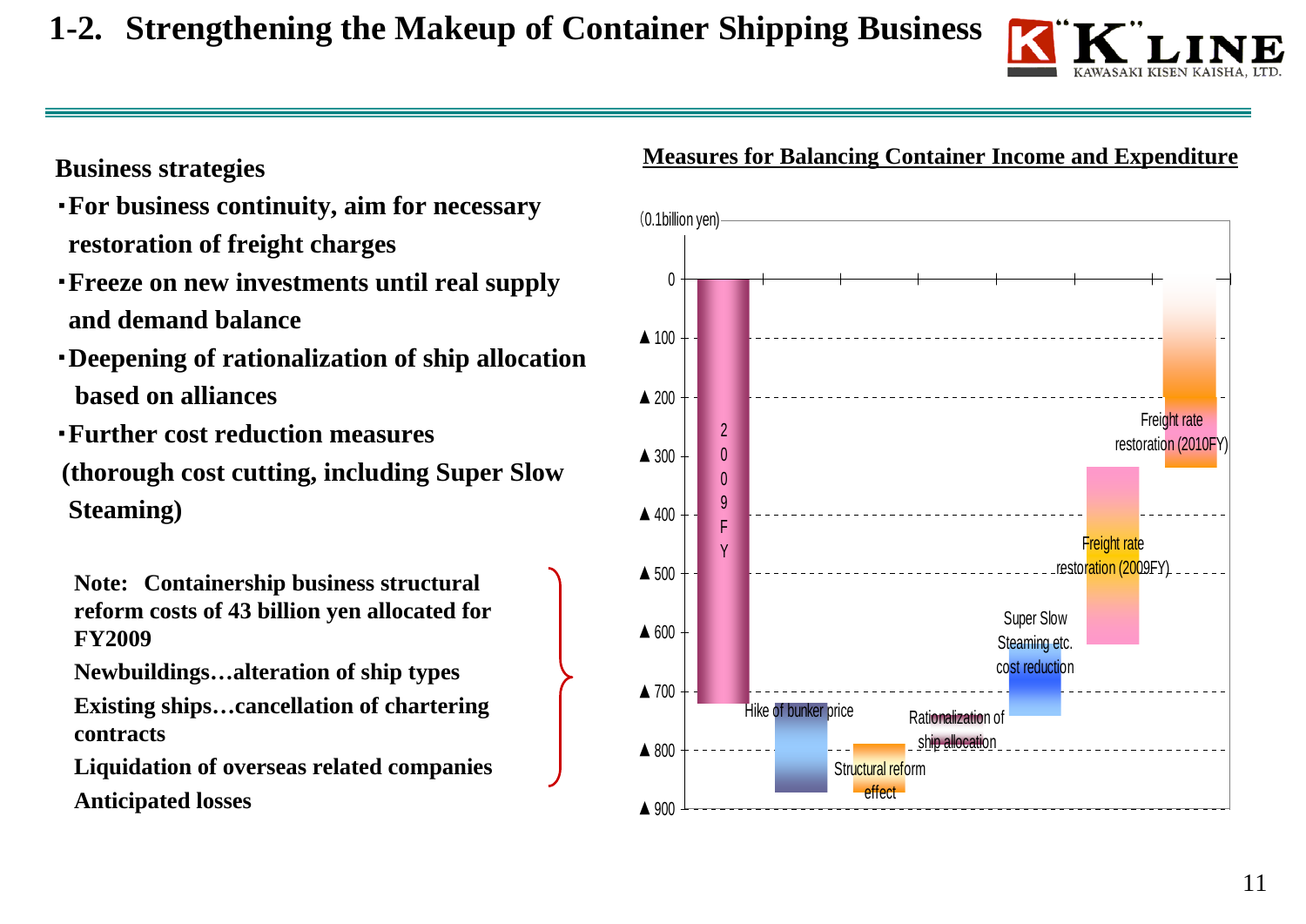# 1-2. Strengthening the Makeup of Container Shipping Business

**Business strategies**

- **For business continuity, aim for necessary restoration of freight charges**
- **Freeze on new investments until real supply and demand balance**
- **Deepening of rationalization of ship allocation based on alliances**
- **Further cost reduction measures (thorough cost cutting, including Super Slow Steaming)**

**Note: Containership business structural reform costs of 43 billion yen allocated for FY2009**

**Newbuildings…alteration of ship types**

**Existing ships…cancellation of chartering contracts**

**Liquidation of overseas related companies**

**Anticipated losses**

**Measures for Balancing Container Income and Expenditure**

(0.1billion yen)

0, ▲100, ▲200, ▲300, ▲400, ▲500, ▲600, ▲700, ▲800, ▲900

2009FY

Hike of bunker price

Structural reform effect

Rationalization of ship allocation

Super Slow Steaming etc. cost reduction

Freight rate restoration (2009FY)

Freight rate restoration (2010FY)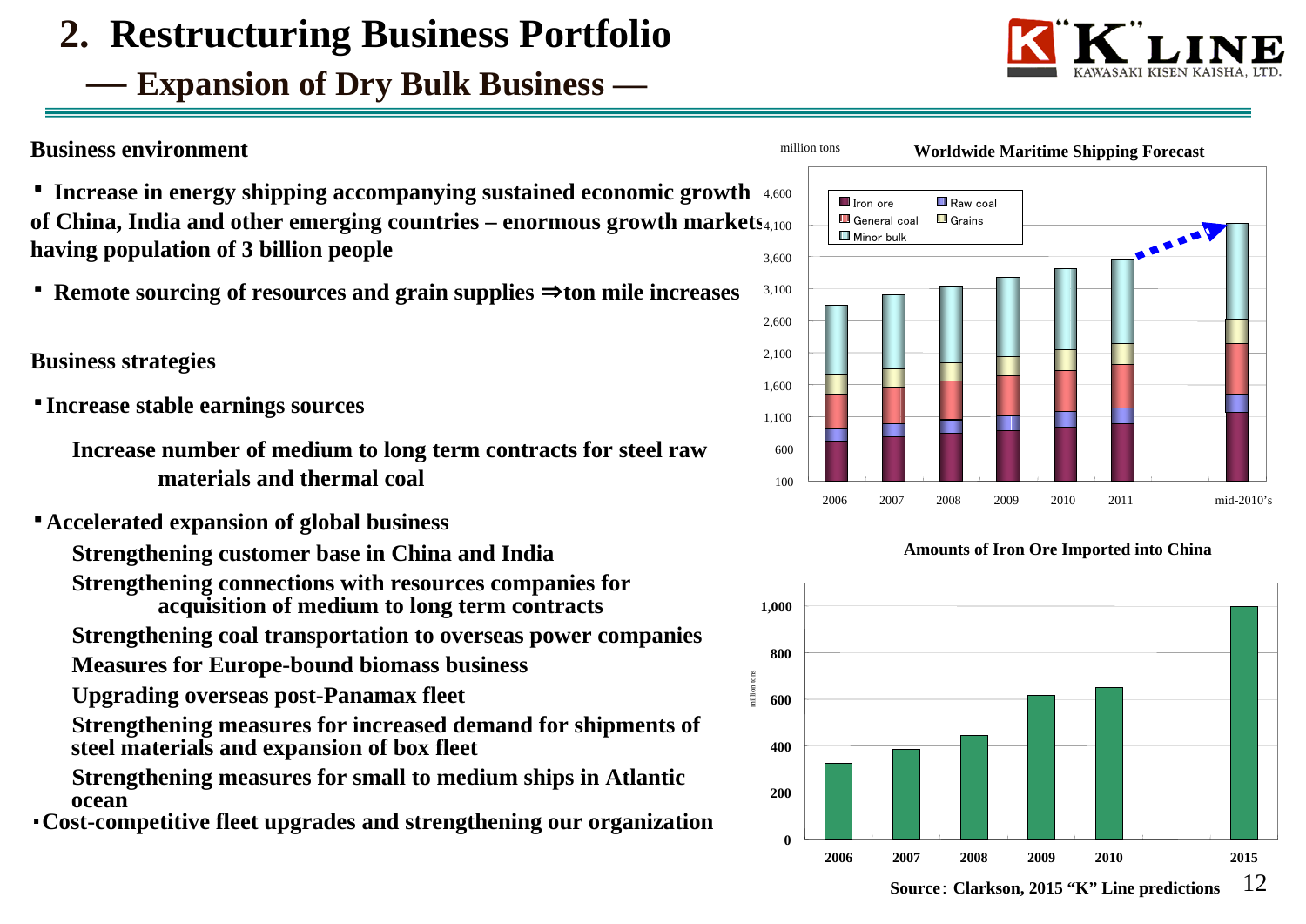# 2. Restructuring Business Portfolio

## — Expansion of Dry Bulk Business —

### Business environment

- Increase in energy shipping accompanying sustained economic growth of China, India and other emerging countries – enormous growth markets having population of 3 billion people
- Remote sourcing of resources and grain supplies ⇒ton mile increases

### Business strategies

- Increase stable earnings sources
  - Increase number of medium to long term contracts for steel raw materials and thermal coal
- Accelerated expansion of global business
  - Strengthening customer base in China and India
  - Strengthening connections with resources companies for acquisition of medium to long term contracts
  - Strengthening coal transportation to overseas power companies
  - Measures for Europe-bound biomass business
  - Upgrading overseas post-Panamax fleet
  - Strengthening measures for increased demand for shipments of steel materials and expansion of box fleet
  - Strengthening measures for small to medium ships in Atlantic ocean
- Cost-competitive fleet upgrades and strengthening our organization

**Worldwide Maritime Shipping Forecast**

million tons

Legend: Iron ore, Raw coal, General coal, Grains, Minor bulk

Years: 2006, 2007, 2008, 2009, 2010, 2011, mid-2010's

**Amounts of Iron Ore Imported into China**

million tons

| Year | 2006 | 2007 | 2008 | 2009 | 2010 | 2015 |
|---|---|---|---|---|---|---|
| Amount | 326 | 383 | 444 | 628 | 619 | 1,000 |

**Source**: Clarkson, 2015 "K" Line predictions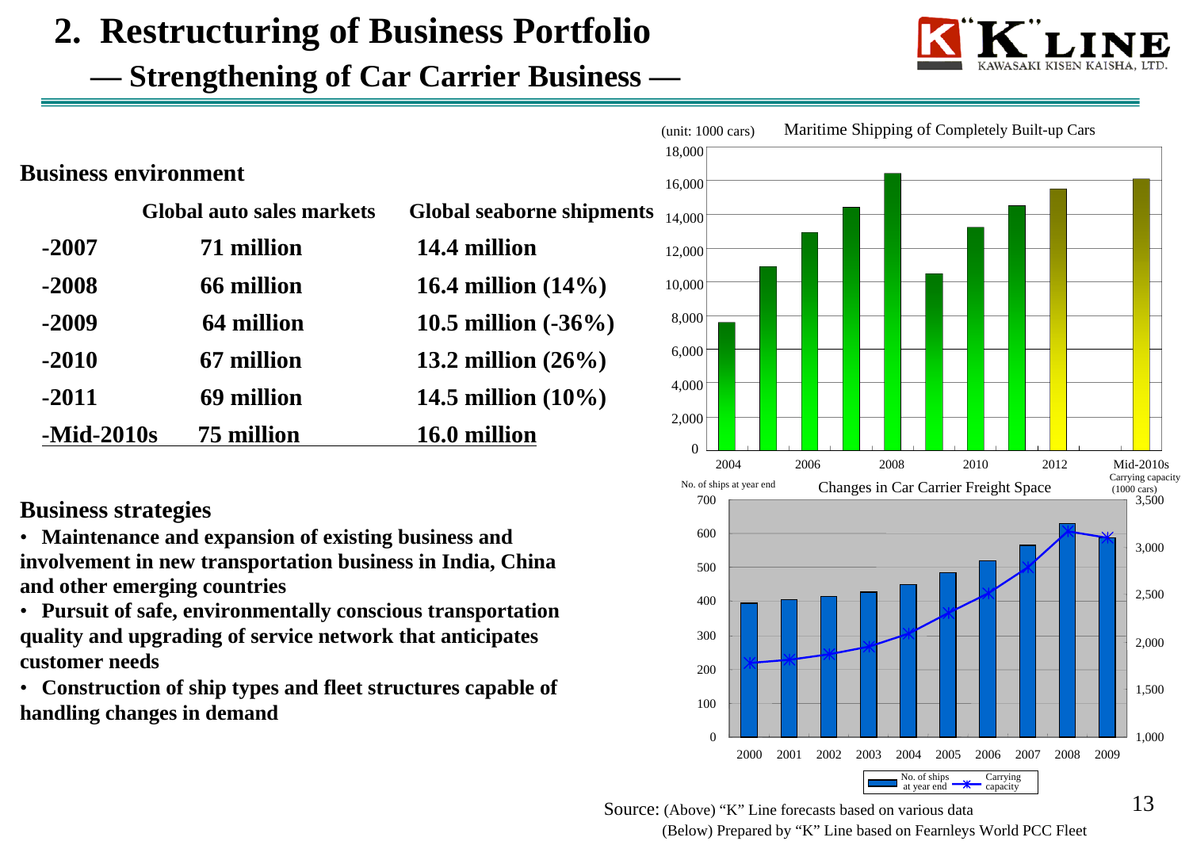# 2. Restructuring of Business Portfolio

## — Strengthening of Car Carrier Business —

### Business environment

| | Global auto sales markets | Global seaborne shipments |
|---|---|---|
| -2007 | 71 million | 14.4 million |
| -2008 | 66 million | 16.4 million (14%) |
| -2009 | 64 million | 10.5 million (-36%) |
| -2010 | 67 million | 13.2 million (26%) |
| -2011 | 69 million | 14.5 million (10%) |
| -Mid-2010s | 75 million | 16.0 million |

### Business strategies

- Maintenance and expansion of existing business and involvement in new transportation business in India, China and other emerging countries
- Pursuit of safe, environmentally conscious transportation quality and upgrading of service network that anticipates customer needs
- Construction of ship types and fleet structures capable of handling changes in demand

**Maritime Shipping of Completely Built-up Cars** (unit: 1000 cars)

**Changes in Car Carrier Freight Space** (No. of ships at year end; Carrying capacity (1000 cars))

Source: (Above) "K" Line forecasts based on various data
(Below) Prepared by "K" Line based on Fearnleys World PCC Fleet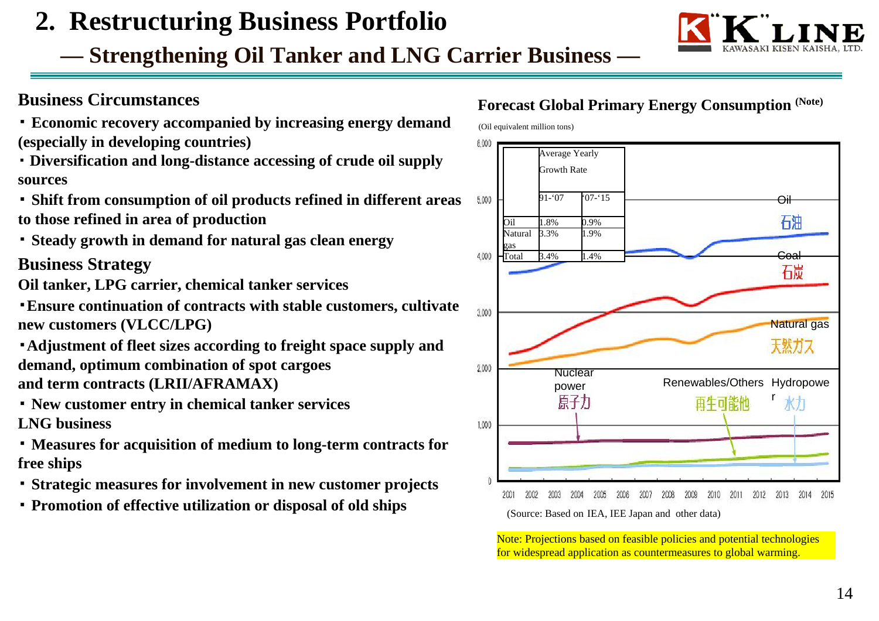# 2. Restructuring Business Portfolio

## — Strengthening Oil Tanker and LNG Carrier Business —

### Business Circumstances

- **Economic recovery accompanied by increasing energy demand (especially in developing countries)**
- **Diversification and long-distance accessing of crude oil supply sources**
- **Shift from consumption of oil products refined in different areas to those refined in area of production**
- **Steady growth in demand for natural gas clean energy**

### Business Strategy

**Oil tanker, LPG carrier, chemical tanker services**

- **Ensure continuation of contracts with stable customers, cultivate new customers (VLCC/LPG)**
- **Adjustment of fleet sizes according to freight space supply and demand, optimum combination of spot cargoes and term contracts (LRII/AFRAMAX)**
- **New customer entry in chemical tanker services**

**LNG business**

- **Measures for acquisition of medium to long-term contracts for free ships**
- **Strategic measures for involvement in new customer projects**
- **Promotion of effective utilization or disposal of old ships**

### Forecast Global Primary Energy Consumption (Note)

(Oil equivalent million tons)

| | Average Yearly Growth Rate | |
|---|---|---|
| | 91-'07 | '07-'15 |
| Oil | 1.8% | 0.9% |
| Natural gas | 3.3% | 1.9% |
| Total | 3.4% | 1.4% |

Oil 石油 / Coal 石炭 / Natural gas 天然ガス / Nuclear power 原子力 / Renewables/Others 再生可能他 / Hydropower 水力

(Source: Based on IEA, IEE Japan and other data)

Note: Projections based on feasible policies and potential technologies for widespread application as countermeasures to global warming.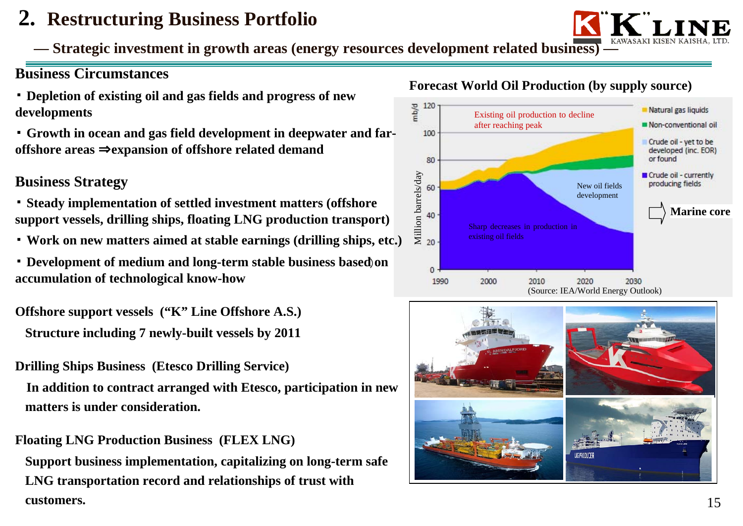# 2. Restructuring Business Portfolio

## — Strategic investment in growth areas (energy resources development related business) —

### Business Circumstances

- Depletion of existing oil and gas fields and progress of new developments
- Growth in ocean and gas field development in deepwater and far-offshore areas ⇒expansion of offshore related demand

### Business Strategy

- Steady implementation of settled investment matters (offshore support vessels, drilling ships, floating LNG production transport)
- Work on new matters aimed at stable earnings (drilling ships, etc.)
- Development of medium and long-term stable business based on accumulation of technological know-how

**Offshore support vessels (“K” Line Offshore A.S.)**

Structure including 7 newly-built vessels by 2011

**Drilling Ships Business (Etesco Drilling Service)**

In addition to contract arranged with Etesco, participation in new matters is under consideration.

**Floating LNG Production Business (FLEX LNG)**

Support business implementation, capitalizing on long-term safe LNG transportation record and relationships of trust with customers.

**Forecast World Oil Production (by supply source)**

Existing oil production to decline after reaching peak

New oil fields development

Sharp decreases in production in existing oil fields

Legend: Natural gas liquids; Non-conventional oil; Crude oil - yet to be developed (inc. EOR) or found; Crude oil - currently producing fields

⇨ Marine core

(Source: IEA/World Energy Outlook)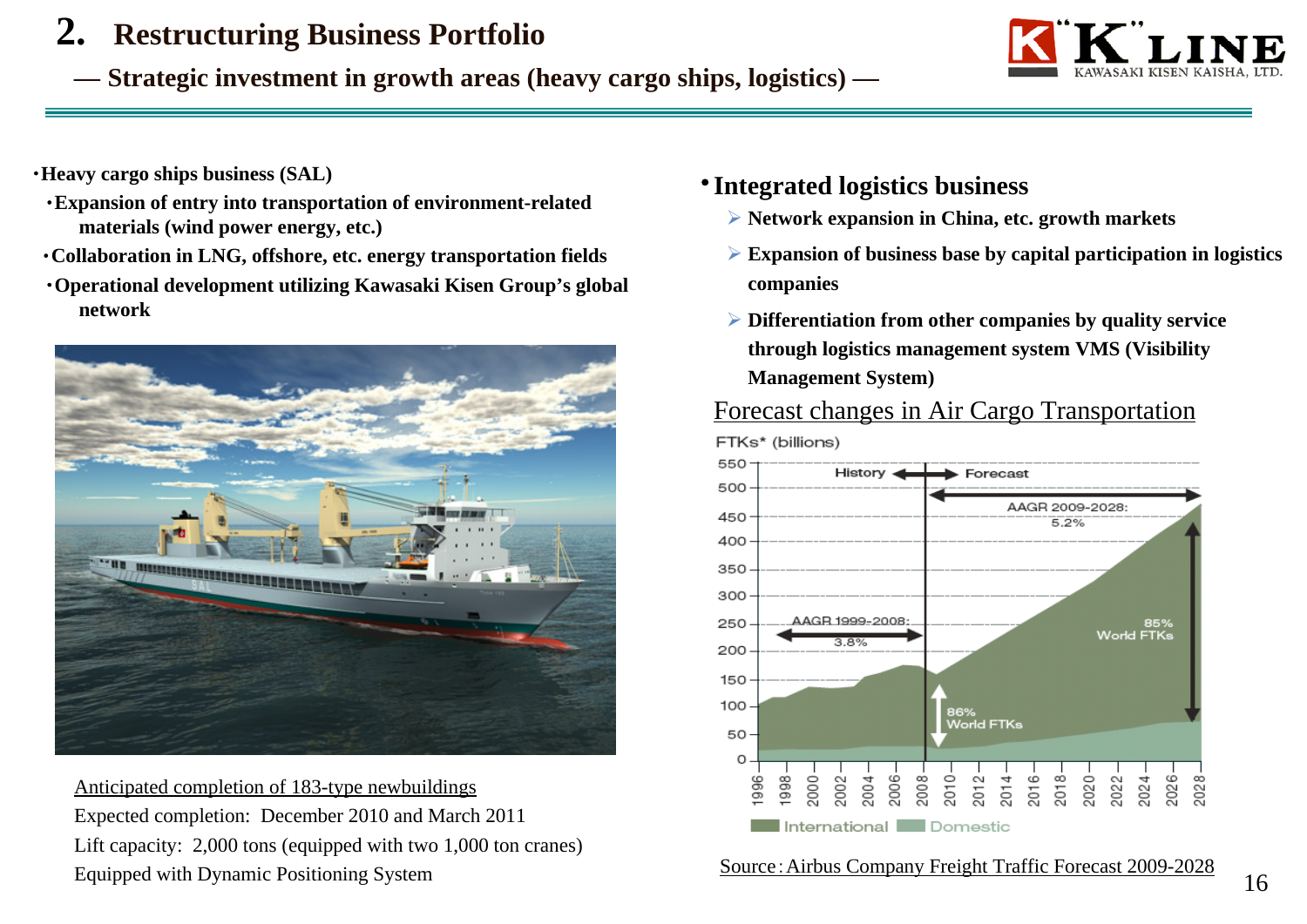# 2. Restructuring Business Portfolio

## — Strategic investment in growth areas (heavy cargo ships, logistics) —

- **Heavy cargo ships business (SAL)**
  - **Expansion of entry into transportation of environment-related materials (wind power energy, etc.)**
  - **Collaboration in LNG, offshore, etc. energy transportation fields**
  - **Operational development utilizing Kawasaki Kisen Group's global network**

Anticipated completion of 183-type newbuildings

Expected completion: December 2010 and March 2011

Lift capacity: 2,000 tons (equipped with two 1,000 ton cranes)

Equipped with Dynamic Positioning System

- **Integrated logistics business**
  - **Network expansion in China, etc. growth markets**
  - **Expansion of business base by capital participation in logistics companies**
  - **Differentiation from other companies by quality service through logistics management system VMS (Visibility Management System)**

Forecast changes in Air Cargo Transportation

FTKs* (billions)

History ← → Forecast

AAGR 1999-2008: 3.8%

AAGR 2009-2028: 5.2%

86% World FTKs

85% World FTKs

International / Domestic

Source : Airbus Company Freight Traffic Forecast 2009-2028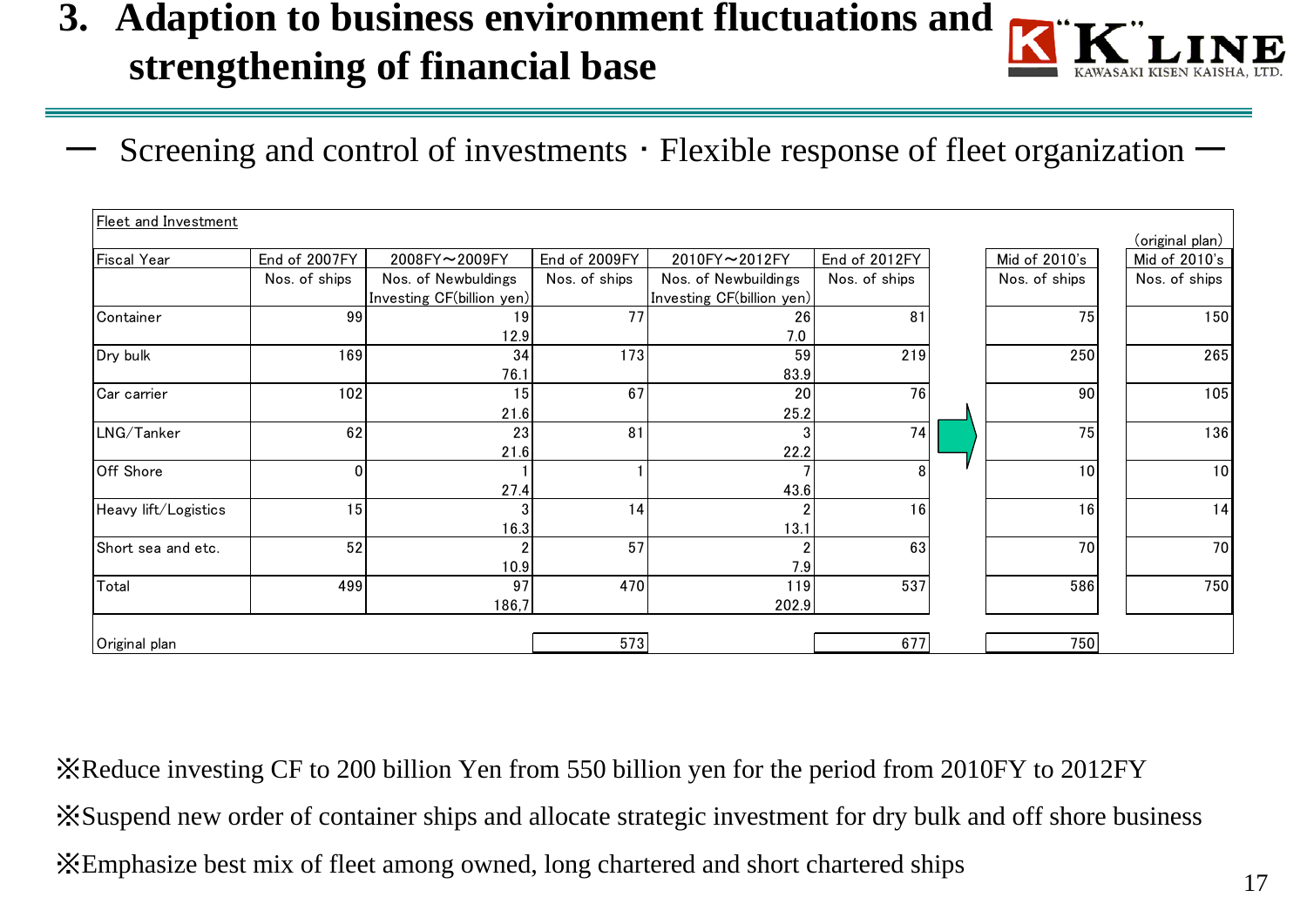# 3. Adaption to business environment fluctuations and strengthening of financial base

## ー Screening and control of investments・Flexible response of fleet organization ー

Fleet and Investment

| Fiscal Year | End of 2007FY | 2008FY～2009FY | End of 2009FY | 2010FY～2012FY | End of 2012FY | | Mid of 2010's | (original plan) Mid of 2010's |
|---|---|---|---|---|---|---|---|---|
| | Nos. of ships | Nos. of Newbuldings / Investing CF(billion yen) | Nos. of ships | Nos. of Newbuildings / Investing CF(billion yen) | Nos. of ships | | Nos. of ships | Nos. of ships |
| Container | 99 | 19 / 12.9 | 77 | 26 / 7.0 | 81 | → | 75 | 150 |
| Dry bulk | 169 | 34 / 76.1 | 173 | 59 / 83.9 | 219 | → | 250 | 265 |
| Car carrier | 102 | 15 / 21.6 | 67 | 20 / 25.2 | 76 | → | 90 | 105 |
| LNG/Tanker | 62 | 23 / 21.6 | 81 | 3 / 22.2 | 74 | → | 75 | 136 |
| Off Shore | 0 | 1 / 27.4 | 1 | 7 / 43.6 | 8 | → | 10 | 10 |
| Heavy lift/Logistics | 15 | 3 / 16.3 | 14 | 2 / 13.1 | 16 | → | 16 | 14 |
| Short sea and etc. | 52 | 2 / 10.9 | 57 | 2 / 7.9 | 63 | → | 70 | 70 |
| Total | 499 | 97 / 186,7 | 470 | 119 / 202.9 | 537 | → | 586 | 750 |
| Original plan | | | 573 | | 677 | | 750 | |

※Reduce investing CF to 200 billion Yen from 550 billion yen for the period from 2010FY to 2012FY

※Suspend new order of container ships and allocate strategic investment for dry bulk and off shore business

※Emphasize best mix of fleet among owned, long chartered and short chartered ships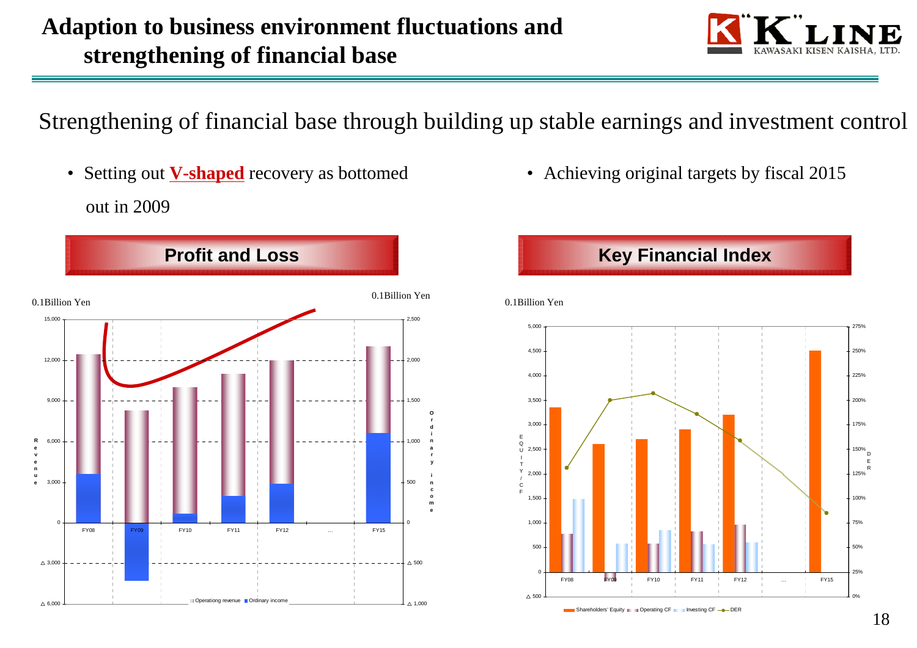# Adaption to business environment fluctuations and strengthening of financial base

Strengthening of financial base through building up stable earnings and investment control

- Setting out **V-shaped** recovery as bottomed out in 2009
- Achieving original targets by fiscal 2015

## Profit and Loss

0.1Billion Yen

0.1Billion Yen

Revenue: 15,000 / 12,000 / 9,000 / 6,000 / 3,000 / 0 / △ 3,000 / △ 6,000

Ordinary income: 2,500 / 2,000 / 1,500 / 1,000 / 500 / 0 / △ 500 / △ 1,000

FY08 | FY09 | FY10 | FY11 | FY12 | … | FY15

Operationg revenue / Ordinary income

## Key Financial Index

0.1Billion Yen

EQUITY / CF: 5,000 / 4,500 / 4,000 / 3,500 / 3,000 / 2,500 / 2,000 / 1,500 / 1,000 / 500 / 0 / △ 500

DER: 275% / 250% / 225% / 200% / 175% / 150% / 125% / 100% / 75% / 50% / 25% / 0%

FY08 | FY09 | FY10 | FY11 | FY12 | … | FY15

Shareholders' Equity / Operating CF / Investing CF / DER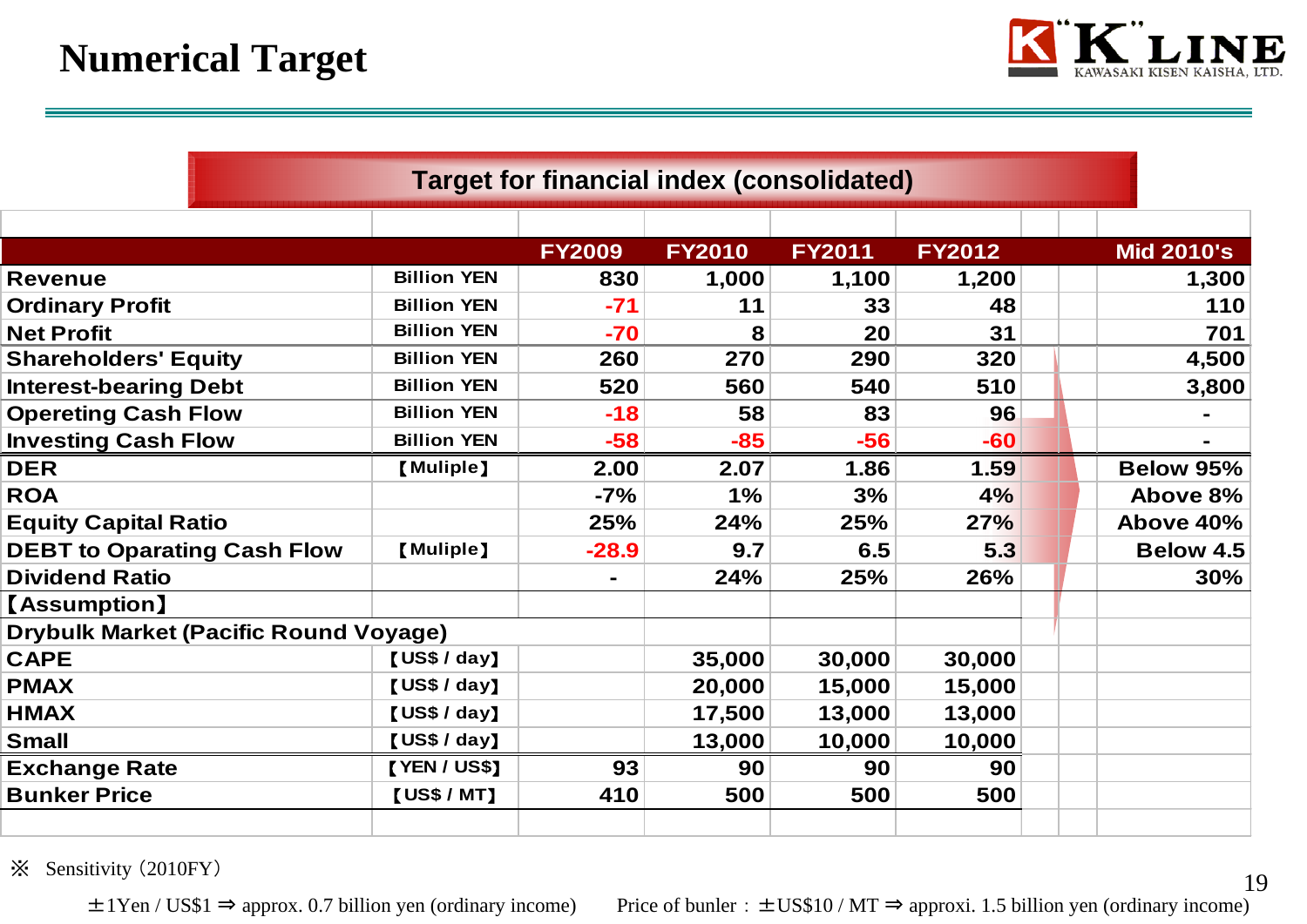# Numerical Target

## Target for financial index (consolidated)

| | | FY2009 | FY2010 | FY2011 | FY2012 | Mid 2010's |
|---|---|---|---|---|---|---|
| Revenue | Billion YEN | 830 | 1,000 | 1,100 | 1,200 | 1,300 |
| Ordinary Profit | Billion YEN | -71 | 11 | 33 | 48 | 110 |
| Net Profit | Billion YEN | -70 | 8 | 20 | 31 | 701 |
| Shareholders' Equity | Billion YEN | 260 | 270 | 290 | 320 | 4,500 |
| Interest-bearing Debt | Billion YEN | 520 | 560 | 540 | 510 | 3,800 |
| Opereting Cash Flow | Billion YEN | -18 | 58 | 83 | 96 | - |
| Investing Cash Flow | Billion YEN | -58 | -85 | -56 | -60 | - |
| DER | 【Muliple】 | 2.00 | 2.07 | 1.86 | 1.59 | Below 95% |
| ROA | | -7% | 1% | 3% | 4% | Above 8% |
| Equity Capital Ratio | | 25% | 24% | 25% | 27% | Above 40% |
| DEBT to Oparating Cash Flow | 【Muliple】 | -28.9 | 9.7 | 6.5 | 5.3 | Below 4.5 |
| Dividend Ratio | | - | 24% | 25% | 26% | 30% |
| 【Assumption】 | | | | | | |
| Drybulk Market (Pacific Round Voyage) | | | | | | |
| CAPE | 【US$ / day】 | | 35,000 | 30,000 | 30,000 | |
| PMAX | 【US$ / day】 | | 20,000 | 15,000 | 15,000 | |
| HMAX | 【US$ / day】 | | 17,500 | 13,000 | 13,000 | |
| Small | 【US$ / day】 | | 13,000 | 10,000 | 10,000 | |
| Exchange Rate | 【YEN / US$】 | 93 | 90 | 90 | 90 | |
| Bunker Price | 【US$ / MT】 | 410 | 500 | 500 | 500 | |

※ Sensitivity（2010FY）

±1Yen / US$1 ⇒ approx. 0.7 billion yen (ordinary income)　　Price of bunler：±US$10 / MT ⇒ approxi. 1.5 billion yen (ordinary income)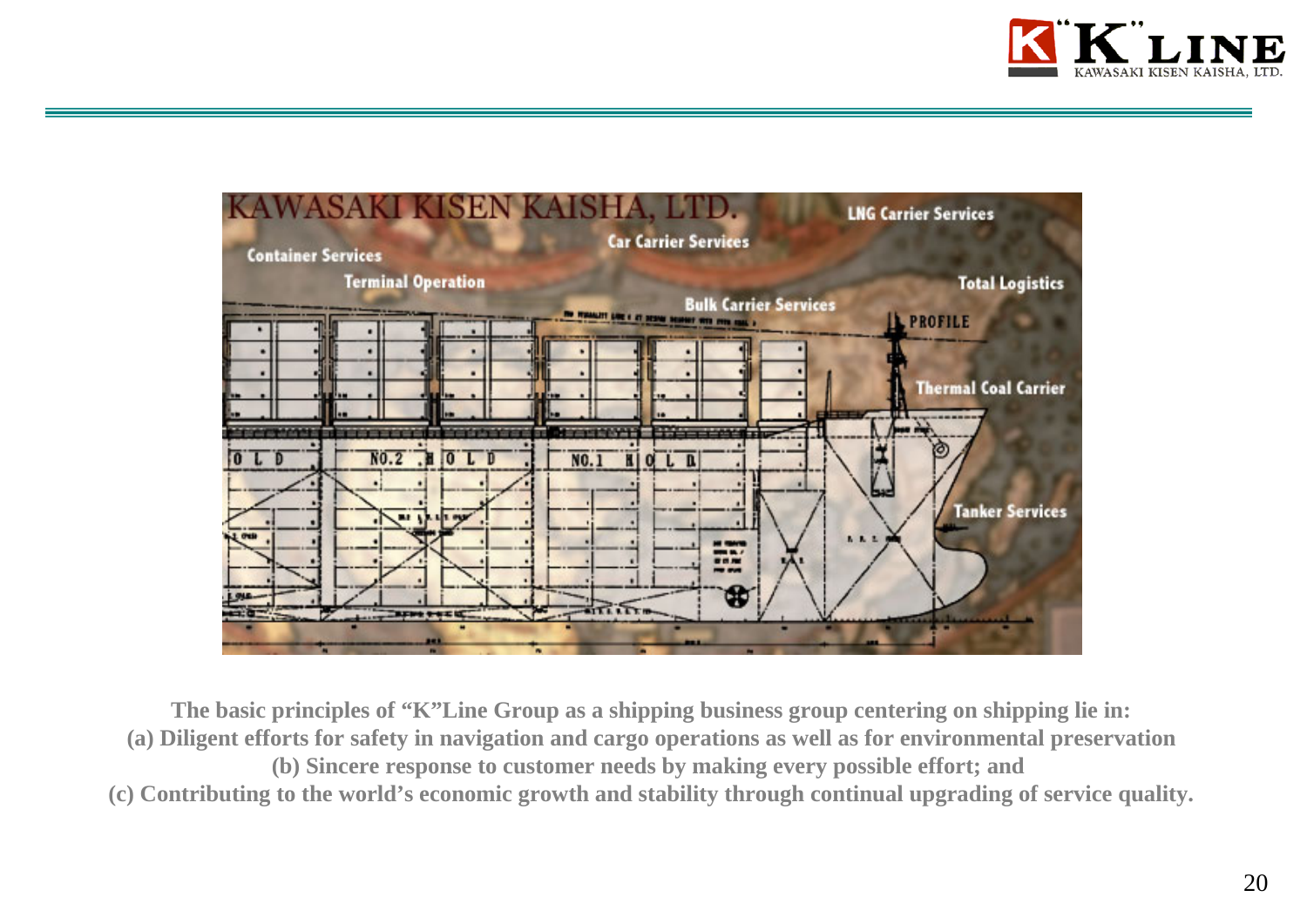The basic principles of “K”Line Group as a shipping business group centering on shipping lie in:

(a) Diligent efforts for safety in navigation and cargo operations as well as for environmental preservation

(b) Sincere response to customer needs by making every possible effort; and

(c) Contributing to the world’s economic growth and stability through continual upgrading of service quality.